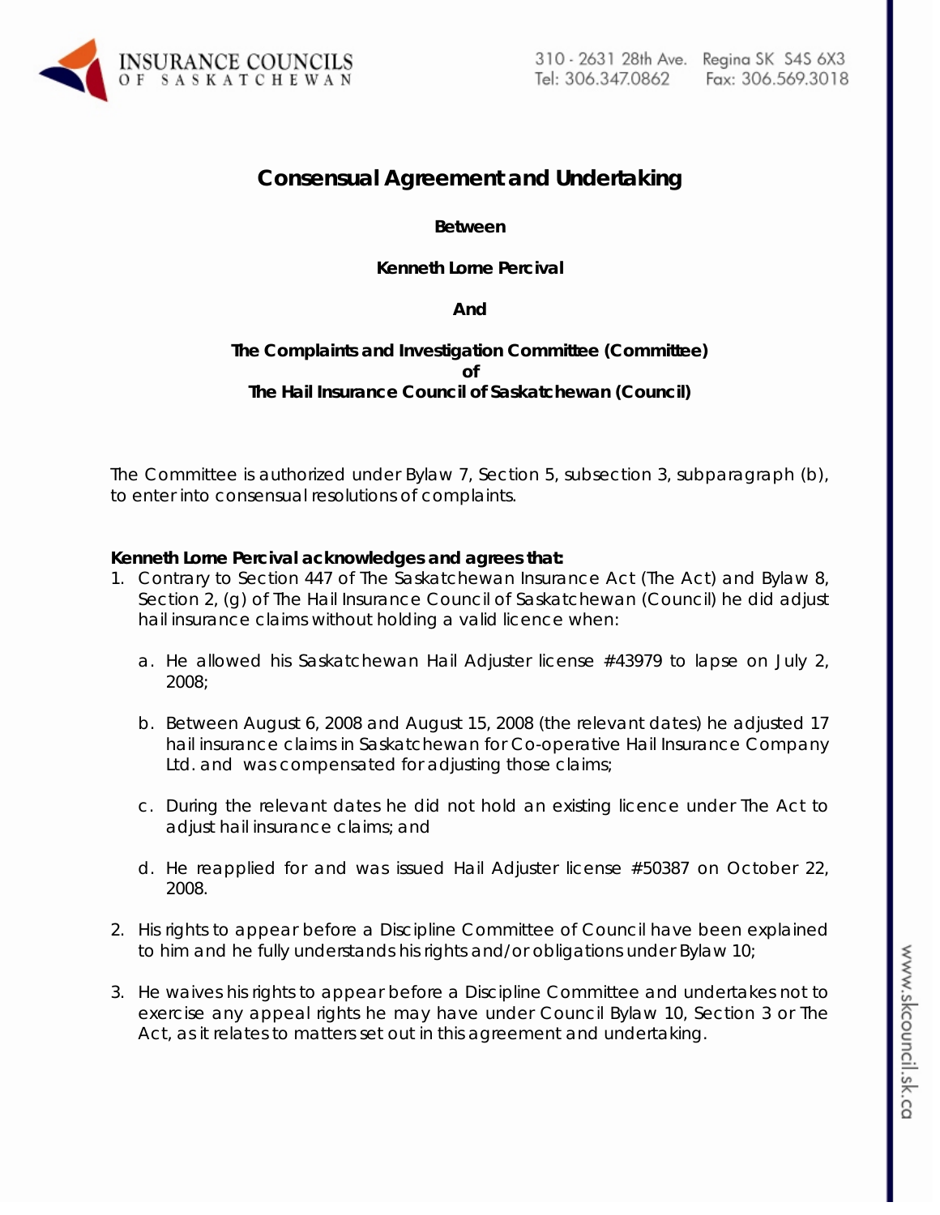# Consensual Agreement and Undertaking

**Between**

**Kenneth Lorne Percival**

**And**

**The Complaints and Investigation Committee (Committee)**
**of**
**The Hail Insurance Council of Saskatchewan (Council)**

The Committee is authorized under Bylaw 7, Section 5, subsection 3, subparagraph (b), to enter into consensual resolutions of complaints.

**Kenneth Lorne Percival acknowledges and agrees that:**

1. Contrary to Section 447 of The Saskatchewan Insurance Act (The Act) and Bylaw 8, Section 2, (g) of The Hail Insurance Council of Saskatchewan (Council) he did adjust hail insurance claims without holding a valid licence when:

   a. He allowed his Saskatchewan Hail Adjuster license #43979 to lapse on July 2, 2008;

   b. Between August 6, 2008 and August 15, 2008 (the relevant dates) he adjusted 17 hail insurance claims in Saskatchewan for Co-operative Hail Insurance Company Ltd. and was compensated for adjusting those claims;

   c. During the relevant dates he did not hold an existing licence under The Act to adjust hail insurance claims; and

   d. He reapplied for and was issued Hail Adjuster license #50387 on October 22, 2008.

2. His rights to appear before a Discipline Committee of Council have been explained to him and he fully understands his rights and/or obligations under Bylaw 10;

3. He waives his rights to appear before a Discipline Committee and undertakes not to exercise any appeal rights he may have under Council Bylaw 10, Section 3 or The Act, as it relates to matters set out in this agreement and undertaking.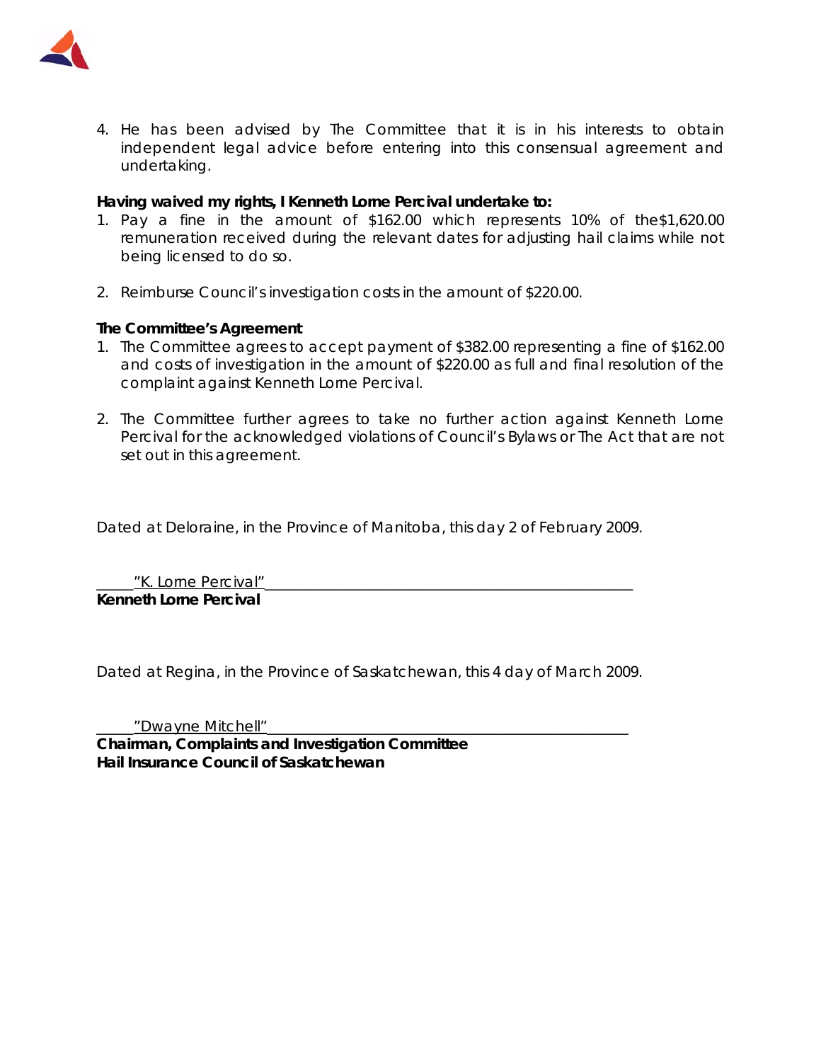4. He has been advised by The Committee that it is in his interests to obtain independent legal advice before entering into this consensual agreement and undertaking.

**Having waived my rights, I Kenneth Lorne Percival undertake to:**

1. Pay a fine in the amount of $162.00 which represents 10% of the$1,620.00 remuneration received during the relevant dates for adjusting hail claims while not being licensed to do so.

2. Reimburse Council's investigation costs in the amount of $220.00.

**The Committee's Agreement**

1. The Committee agrees to accept payment of $382.00 representing a fine of $162.00 and costs of investigation in the amount of $220.00 as full and final resolution of the complaint against Kenneth Lorne Percival.

2. The Committee further agrees to take no further action against Kenneth Lorne Percival for the acknowledged violations of Council's Bylaws or The Act that are not set out in this agreement.

Dated at Deloraine, in the Province of Manitoba, this day 2 of February 2009.

"K. Lorne Percival"

**Kenneth Lorne Percival**

Dated at Regina, in the Province of Saskatchewan, this 4 day of March 2009.

"Dwayne Mitchell"

**Chairman, Complaints and Investigation Committee**
**Hail Insurance Council of Saskatchewan**